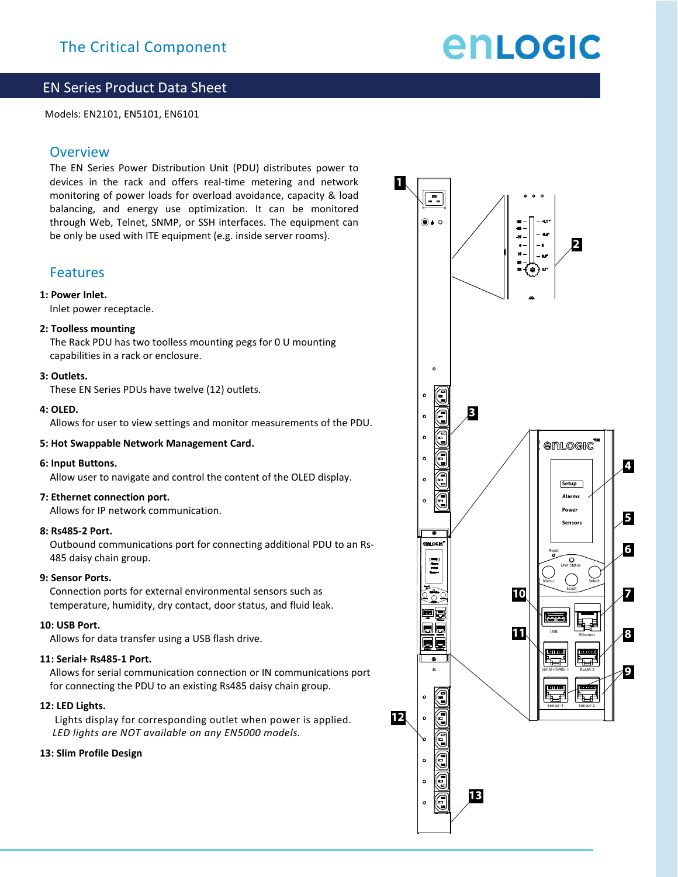The Critical Component

# EN Series Product Data Sheet

Models: EN2101, EN5101, EN6101

## Overview

The EN Series Power Distribution Unit (PDU) distributes power to devices in the rack and offers real-time metering and network monitoring of power loads for overload avoidance, capacity & load balancing, and energy use optimization. It can be monitored through Web, Telnet, SNMP, or SSH interfaces. The equipment can be only be used with ITE equipment (e.g. inside server rooms).

## Features

**1: Power Inlet.**
Inlet power receptacle.

**2: Toolless mounting**
The Rack PDU has two toolless mounting pegs for 0 U mounting capabilities in a rack or enclosure.

**3: Outlets.**
These EN Series PDUs have twelve (12) outlets.

**4: OLED.**
Allows for user to view settings and monitor measurements of the PDU.

**5: Hot Swappable Network Management Card.**

**6: Input Buttons.**
Allow user to navigate and control the content of the OLED display.

**7: Ethernet connection port.**
Allows for IP network communication.

**8: Rs485-2 Port.**
Outbound communications port for connecting additional PDU to an Rs-485 daisy chain group.

**9: Sensor Ports.**
Connection ports for external environmental sensors such as temperature, humidity, dry contact, door status, and fluid leak.

**10: USB Port.**
Allows for data transfer using a USB flash drive.

**11: Serial+ Rs485-1 Port.**
Allows for serial communication connection or IN communications port for connecting the PDU to an existing Rs485 daisy chain group.

**12: LED Lights.**
Lights display for corresponding outlet when power is applied.
*LED lights are NOT available on any EN5000 models.*

**13: Slim Profile Design**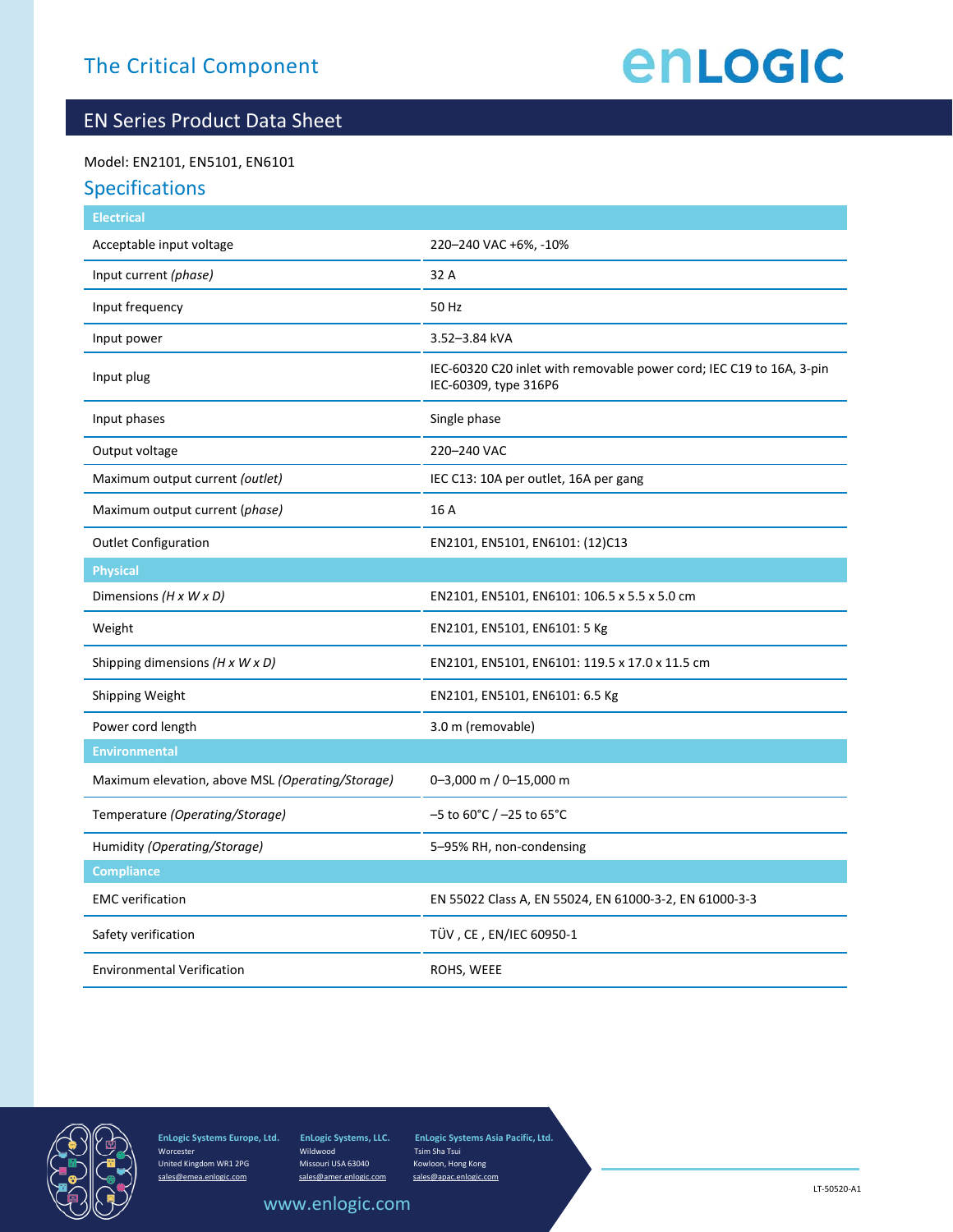The Critical Component

# EN Series Product Data Sheet

Model: EN2101, EN5101, EN6101

## Specifications

| | |
|---|---|
| **Electrical** | |
| Acceptable input voltage | 220–240 VAC +6%, -10% |
| Input current *(phase)* | 32 A |
| Input frequency | 50 Hz |
| Input power | 3.52–3.84 kVA |
| Input plug | IEC-60320 C20 inlet with removable power cord; IEC C19 to 16A, 3-pin IEC-60309, type 316P6 |
| Input phases | Single phase |
| Output voltage | 220–240 VAC |
| Maximum output current *(outlet)* | IEC C13: 10A per outlet, 16A per gang |
| Maximum output current *(phase)* | 16 A |
| Outlet Configuration | EN2101, EN5101, EN6101: (12)C13 |
| **Physical** | |
| Dimensions *(H x W x D)* | EN2101, EN5101, EN6101: 106.5 x 5.5 x 5.0 cm |
| Weight | EN2101, EN5101, EN6101: 5 Kg |
| Shipping dimensions *(H x W x D)* | EN2101, EN5101, EN6101: 119.5 x 17.0 x 11.5 cm |
| Shipping Weight | EN2101, EN5101, EN6101: 6.5 Kg |
| Power cord length | 3.0 m (removable) |
| **Environmental** | |
| Maximum elevation, above MSL *(Operating/Storage)* | 0–3,000 m / 0–15,000 m |
| Temperature *(Operating/Storage)* | –5 to 60°C / –25 to 65°C |
| Humidity *(Operating/Storage)* | 5–95% RH, non-condensing |
| **Compliance** | |
| EMC verification | EN 55022 Class A, EN 55024, EN 61000-3-2, EN 61000-3-3 |
| Safety verification | TÜV , CE , EN/IEC 60950-1 |
| Environmental Verification | ROHS, WEEE |

**EnLogic Systems Europe, Ltd.**
Worcester
United Kingdom WR1 2PG
sales@emea.enlogic.com

**EnLogic Systems, LLC.**
Wildwood
Missouri USA 63040
sales@amer.enlogic.com

**EnLogic Systems Asia Pacific, Ltd.**
Tsim Sha Tsui
Kowloon, Hong Kong
sales@apac.enlogic.com

www.enlogic.com

LT-50520-A1